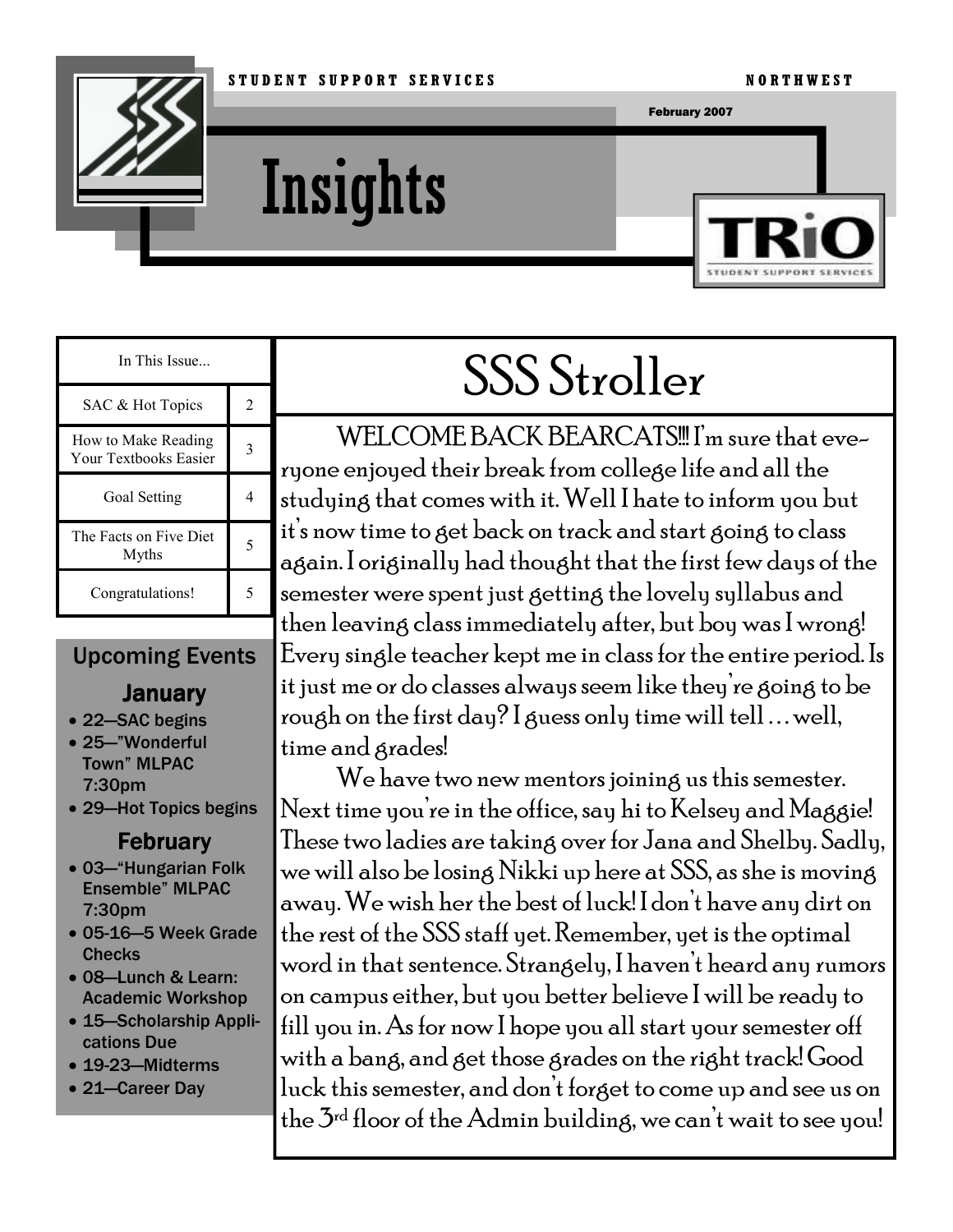STUDENT SUPPORT SERVICES — NORTHWEST

February 2007

# Insights

TRiO Student Support Services

| In This Issue... | |
|---|---|
| SAC & Hot Topics | 2 |
| How to Make Reading Your Textbooks Easier | 3 |
| Goal Setting | 4 |
| The Facts on Five Diet Myths | 5 |
| Congratulations! | 5 |

## Upcoming Events

### January

- 22—SAC begins
- 25—"Wonderful Town" MLPAC 7:30pm
- 29—Hot Topics begins

### February

- 03—"Hungarian Folk Ensemble" MLPAC 7:30pm
- 05-16—5 Week Grade Checks
- 08—Lunch & Learn: Academic Workshop
- 15—Scholarship Applications Due
- 19-23—Midterms
- 21—Career Day

## SSS Stroller

WELCOME BACK BEARCATS!!! I'm sure that everyone enjoyed their break from college life and all the studying that comes with it. Well I hate to inform you but it's now time to get back on track and start going to class again. I originally had thought that the first few days of the semester were spent just getting the lovely syllabus and then leaving class immediately after, but boy was I wrong! Every single teacher kept me in class for the entire period. Is it just me or do classes always seem like they're going to be rough on the first day? I guess only time will tell … well, time and grades!

We have two new mentors joining us this semester. Next time you're in the office, say hi to Kelsey and Maggie! These two ladies are taking over for Jana and Shelby. Sadly, we will also be losing Nikki up here at SSS, as she is moving away. We wish her the best of luck! I don't have any dirt on the rest of the SSS staff yet. Remember, yet is the optimal word in that sentence. Strangely, I haven't heard any rumors on campus either, but you better believe I will be ready to fill you in. As for now I hope you all start your semester off with a bang, and get those grades on the right track! Good luck this semester, and don't forget to come up and see us on the 3rd floor of the Admin building, we can't wait to see you!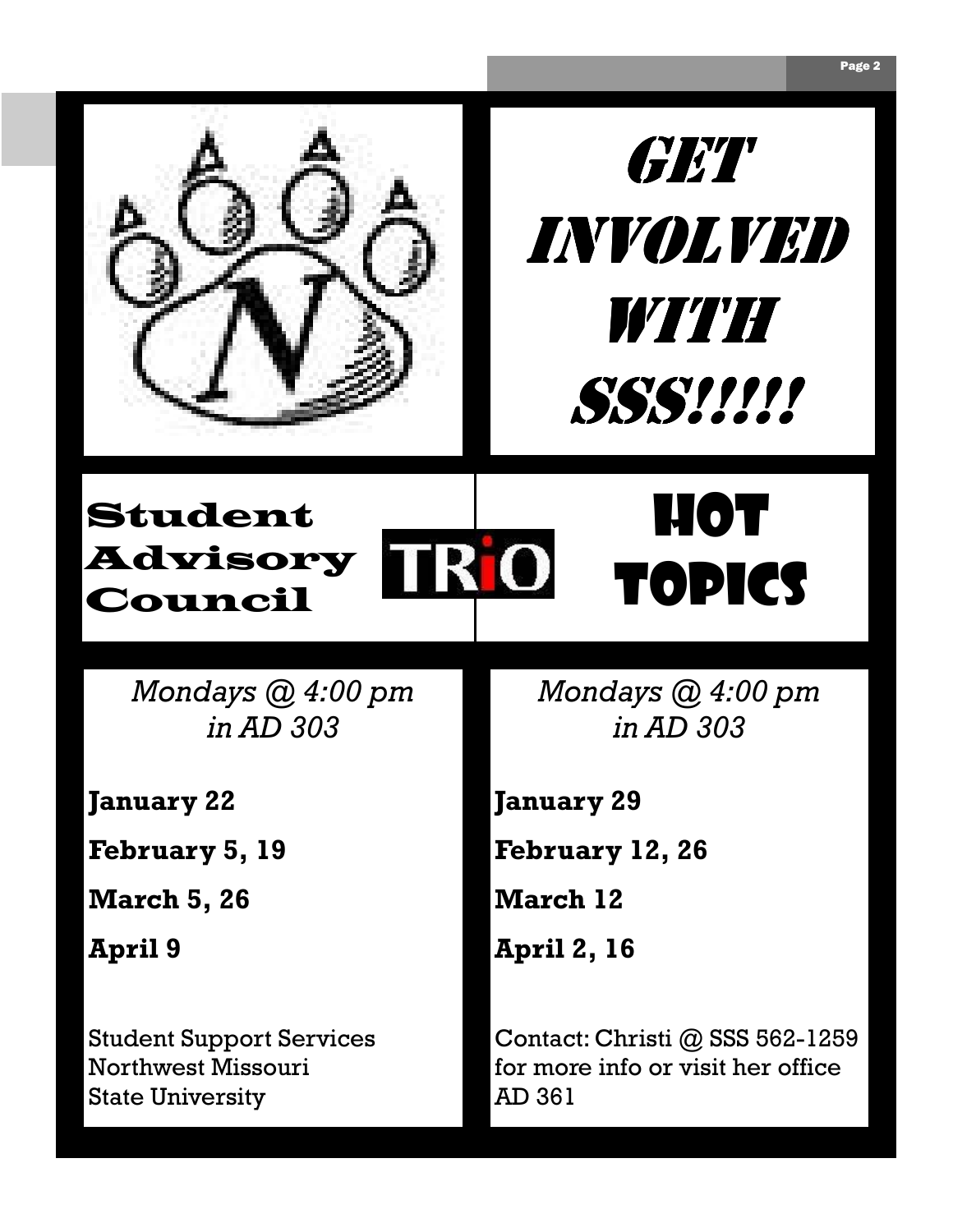# GET INVOLVED WITH SSS!!!!!

## Student Advisory Council

TRiO

*Mondays @ 4:00 pm in AD 303*

**January 22**

**February 5, 19**

**March 5, 26**

**April 9**

Student Support Services
Northwest Missouri
State University

## HOT TOPICS

*Mondays @ 4:00 pm in AD 303*

**January 29**

**February 12, 26**

**March 12**

**April 2, 16**

Contact: Christi @ SSS 562-1259 for more info or visit her office AD 361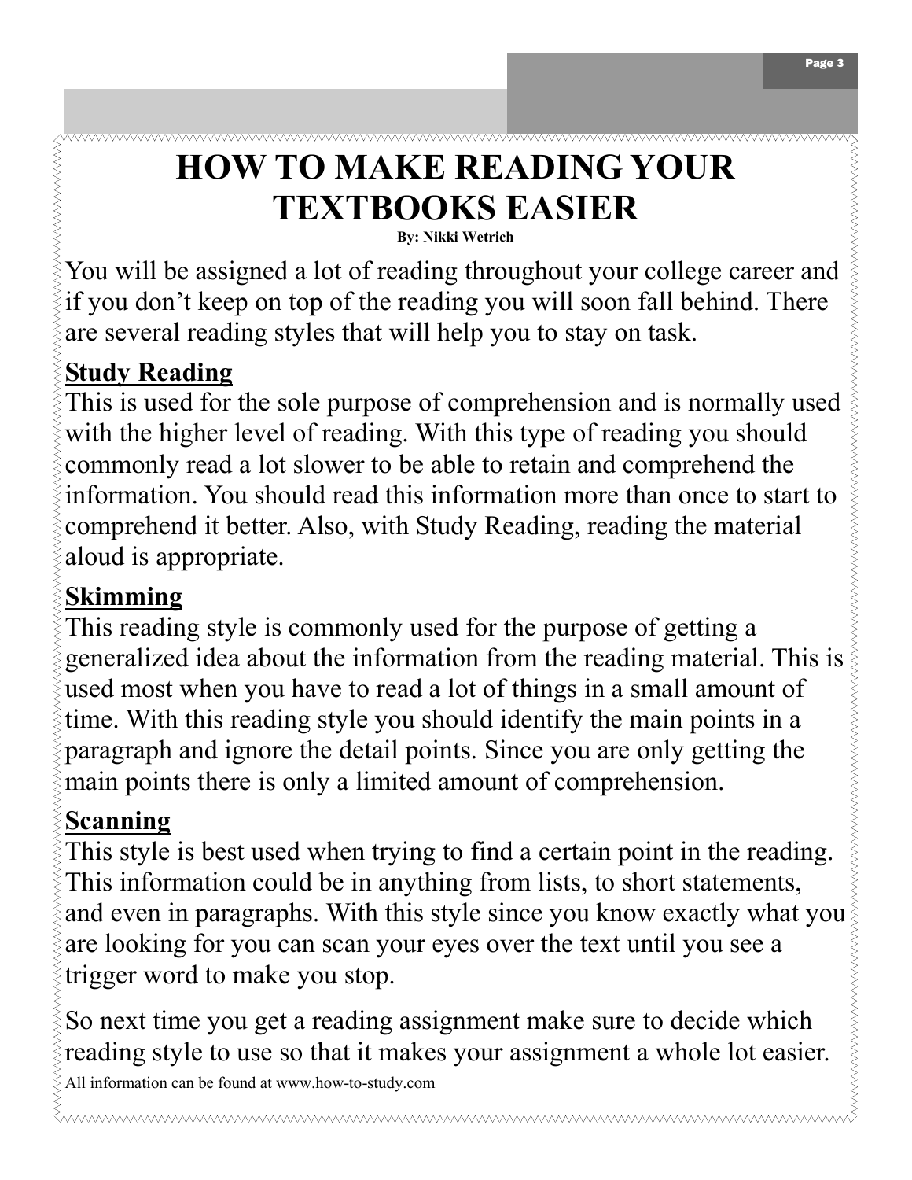# HOW TO MAKE READING YOUR TEXTBOOKS EASIER

**By: Nikki Wetrich**

You will be assigned a lot of reading throughout your college career and if you don't keep on top of the reading you will soon fall behind. There are several reading styles that will help you to stay on task.

## Study Reading

This is used for the sole purpose of comprehension and is normally used with the higher level of reading. With this type of reading you should commonly read a lot slower to be able to retain and comprehend the information. You should read this information more than once to start to comprehend it better. Also, with Study Reading, reading the material aloud is appropriate.

## Skimming

This reading style is commonly used for the purpose of getting a generalized idea about the information from the reading material. This is used most when you have to read a lot of things in a small amount of time. With this reading style you should identify the main points in a paragraph and ignore the detail points. Since you are only getting the main points there is only a limited amount of comprehension.

## Scanning

This style is best used when trying to find a certain point in the reading. This information could be in anything from lists, to short statements, and even in paragraphs. With this style since you know exactly what you are looking for you can scan your eyes over the text until you see a trigger word to make you stop.

So next time you get a reading assignment make sure to decide which reading style to use so that it makes your assignment a whole lot easier.

All information can be found at www.how-to-study.com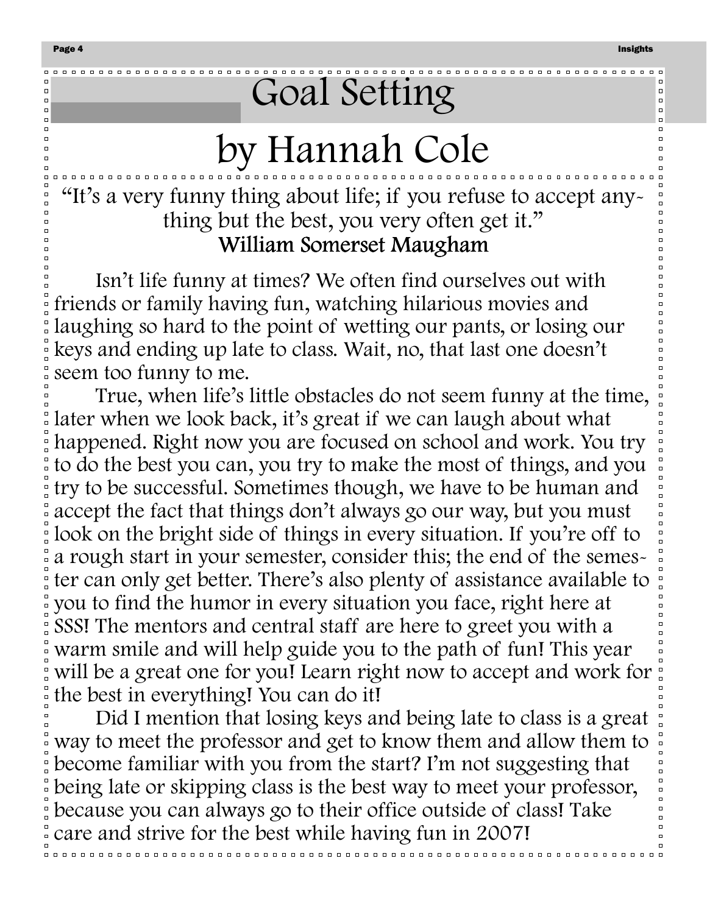# Goal Setting

## by Hannah Cole

"It's a very funny thing about life; if you refuse to accept anything but the best, you very often get it."
**William Somerset Maugham**

Isn't life funny at times? We often find ourselves out with friends or family having fun, watching hilarious movies and laughing so hard to the point of wetting our pants, or losing our keys and ending up late to class. Wait, no, that last one doesn't seem too funny to me.

True, when life's little obstacles do not seem funny at the time, later when we look back, it's great if we can laugh about what happened. Right now you are focused on school and work. You try to do the best you can, you try to make the most of things, and you try to be successful. Sometimes though, we have to be human and accept the fact that things don't always go our way, but you must look on the bright side of things in every situation. If you're off to a rough start in your semester, consider this; the end of the semester can only get better. There's also plenty of assistance available to you to find the humor in every situation you face, right here at SSS! The mentors and central staff are here to greet you with a warm smile and will help guide you to the path of fun! This year will be a great one for you! Learn right now to accept and work for the best in everything! You can do it!

Did I mention that losing keys and being late to class is a great way to meet the professor and get to know them and allow them to become familiar with you from the start? I'm not suggesting that being late or skipping class is the best way to meet your professor, because you can always go to their office outside of class! Take care and strive for the best while having fun in 2007!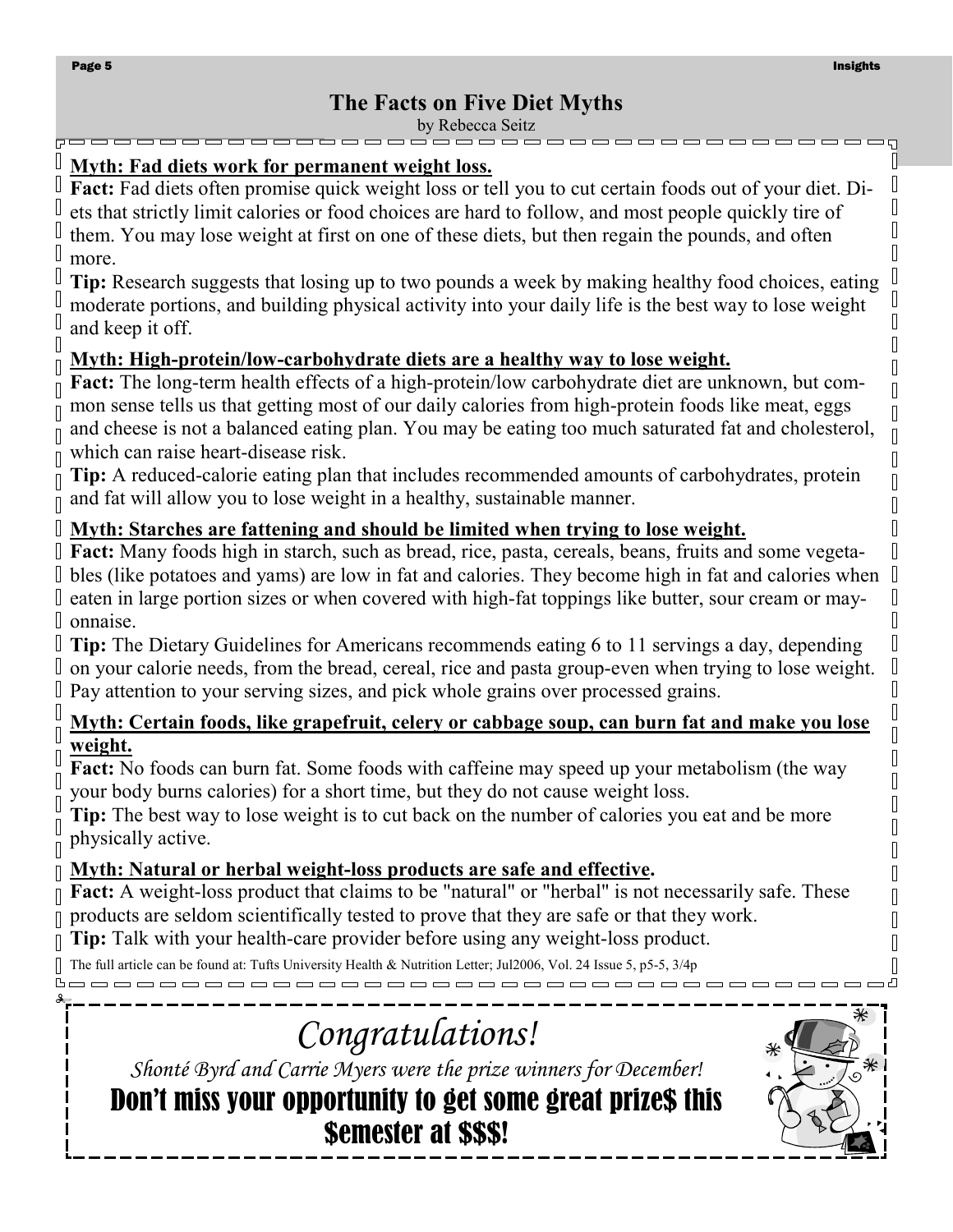# The Facts on Five Diet Myths

by Rebecca Seitz

**Myth: Fad diets work for permanent weight loss.**

**Fact:** Fad diets often promise quick weight loss or tell you to cut certain foods out of your diet. Diets that strictly limit calories or food choices are hard to follow, and most people quickly tire of them. You may lose weight at first on one of these diets, but then regain the pounds, and often more.

**Tip:** Research suggests that losing up to two pounds a week by making healthy food choices, eating moderate portions, and building physical activity into your daily life is the best way to lose weight and keep it off.

**Myth: High-protein/low-carbohydrate diets are a healthy way to lose weight.**

**Fact:** The long-term health effects of a high-protein/low carbohydrate diet are unknown, but common sense tells us that getting most of our daily calories from high-protein foods like meat, eggs and cheese is not a balanced eating plan. You may be eating too much saturated fat and cholesterol, which can raise heart-disease risk.

**Tip:** A reduced-calorie eating plan that includes recommended amounts of carbohydrates, protein and fat will allow you to lose weight in a healthy, sustainable manner.

**Myth: Starches are fattening and should be limited when trying to lose weight.**

**Fact:** Many foods high in starch, such as bread, rice, pasta, cereals, beans, fruits and some vegetables (like potatoes and yams) are low in fat and calories. They become high in fat and calories when eaten in large portion sizes or when covered with high-fat toppings like butter, sour cream or mayonnaise.

**Tip:** The Dietary Guidelines for Americans recommends eating 6 to 11 servings a day, depending on your calorie needs, from the bread, cereal, rice and pasta group-even when trying to lose weight. Pay attention to your serving sizes, and pick whole grains over processed grains.

**Myth: Certain foods, like grapefruit, celery or cabbage soup, can burn fat and make you lose weight.**

**Fact:** No foods can burn fat. Some foods with caffeine may speed up your metabolism (the way your body burns calories) for a short time, but they do not cause weight loss.

**Tip:** The best way to lose weight is to cut back on the number of calories you eat and be more physically active.

**Myth: Natural or herbal weight-loss products are safe and effective.**

**Fact:** A weight-loss product that claims to be "natural" or "herbal" is not necessarily safe. These products are seldom scientifically tested to prove that they are safe or that they work.

**Tip:** Talk with your health-care provider before using any weight-loss product.

The full article can be found at: Tufts University Health & Nutrition Letter; Jul2006, Vol. 24 Issue 5, p5-5, 3/4p

## *Congratulations!*

*Shonté Byrd and Carrie Myers were the prize winners for December!*

**Don't miss your opportunity to get some great prize$ this $emester at $$$!**